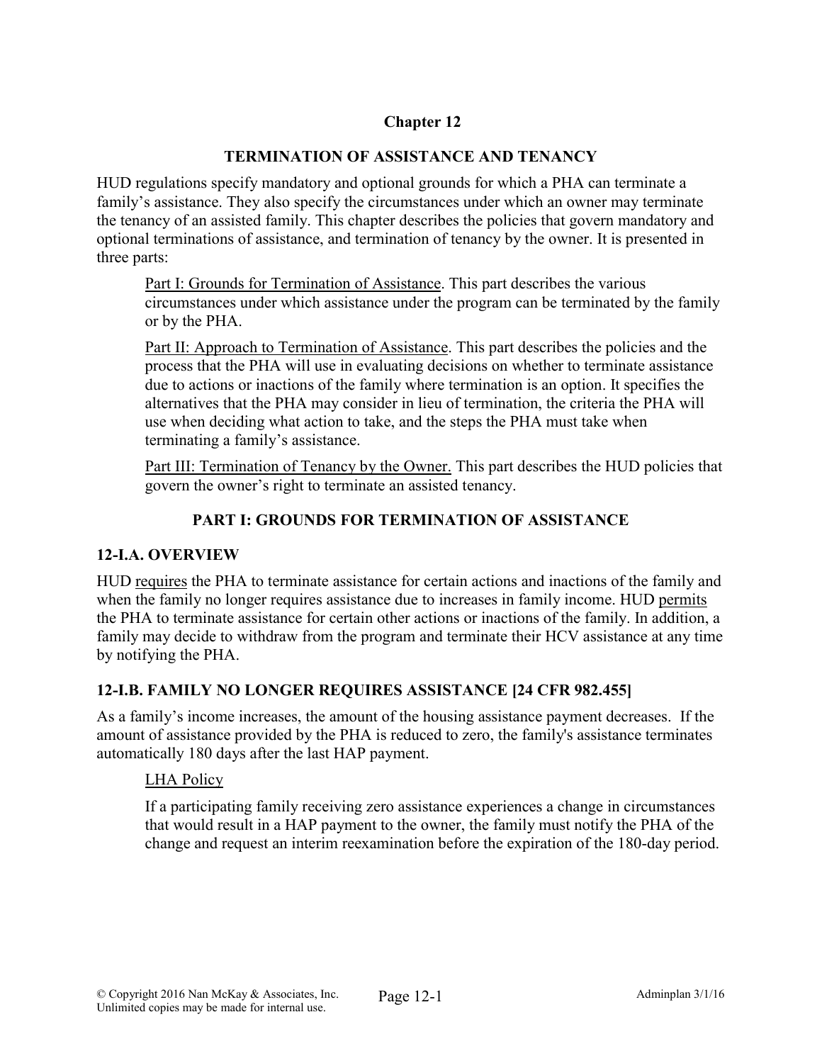# Chapter 12

## TERMINATION OF ASSISTANCE AND TENANCY

HUD regulations specify mandatory and optional grounds for which a PHA can terminate a family's assistance. They also specify the circumstances under which an owner may terminate the tenancy of an assisted family. This chapter describes the policies that govern mandatory and optional terminations of assistance, and termination of tenancy by the owner. It is presented in three parts:

Part I: Grounds for Termination of Assistance. This part describes the various circumstances under which assistance under the program can be terminated by the family or by the PHA.

Part II: Approach to Termination of Assistance. This part describes the policies and the process that the PHA will use in evaluating decisions on whether to terminate assistance due to actions or inactions of the family where termination is an option. It specifies the alternatives that the PHA may consider in lieu of termination, the criteria the PHA will use when deciding what action to take, and the steps the PHA must take when terminating a family's assistance.

Part III: Termination of Tenancy by the Owner. This part describes the HUD policies that govern the owner's right to terminate an assisted tenancy.

## PART I: GROUNDS FOR TERMINATION OF ASSISTANCE

### 12-I.A. OVERVIEW

HUD requires the PHA to terminate assistance for certain actions and inactions of the family and when the family no longer requires assistance due to increases in family income. HUD permits the PHA to terminate assistance for certain other actions or inactions of the family. In addition, a family may decide to withdraw from the program and terminate their HCV assistance at any time by notifying the PHA.

### 12-I.B. FAMILY NO LONGER REQUIRES ASSISTANCE [24 CFR 982.455]

As a family's income increases, the amount of the housing assistance payment decreases. If the amount of assistance provided by the PHA is reduced to zero, the family's assistance terminates automatically 180 days after the last HAP payment.

LHA Policy

If a participating family receiving zero assistance experiences a change in circumstances that would result in a HAP payment to the owner, the family must notify the PHA of the change and request an interim reexamination before the expiration of the 180-day period.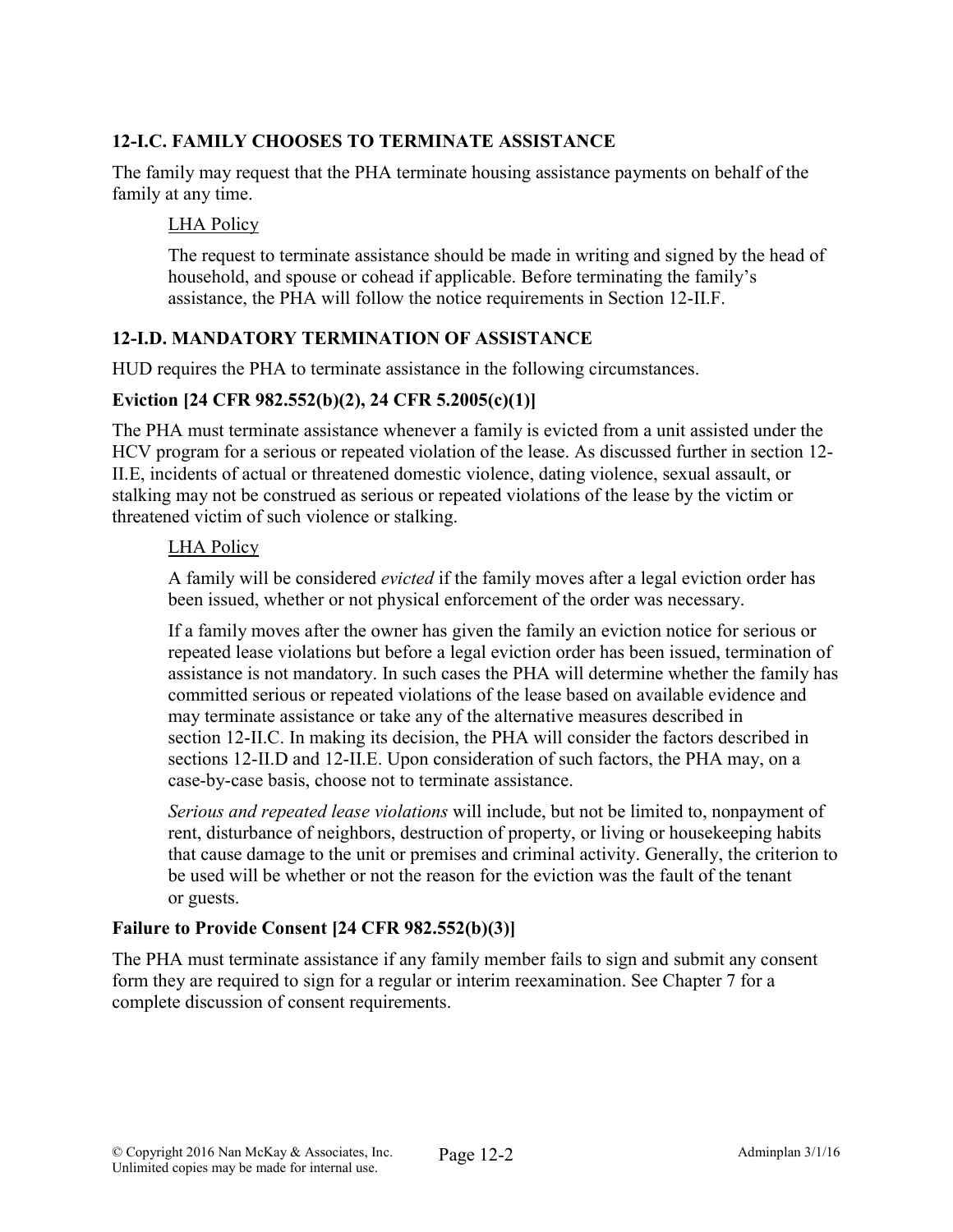### 12-I.C. FAMILY CHOOSES TO TERMINATE ASSISTANCE

The family may request that the PHA terminate housing assistance payments on behalf of the family at any time.

LHA Policy

The request to terminate assistance should be made in writing and signed by the head of household, and spouse or cohead if applicable. Before terminating the family's assistance, the PHA will follow the notice requirements in Section 12-II.F.

### 12-I.D. MANDATORY TERMINATION OF ASSISTANCE

HUD requires the PHA to terminate assistance in the following circumstances.

**Eviction [24 CFR 982.552(b)(2), 24 CFR 5.2005(c)(1)]**

The PHA must terminate assistance whenever a family is evicted from a unit assisted under the HCV program for a serious or repeated violation of the lease. As discussed further in section 12-II.E, incidents of actual or threatened domestic violence, dating violence, sexual assault, or stalking may not be construed as serious or repeated violations of the lease by the victim or threatened victim of such violence or stalking.

LHA Policy

A family will be considered *evicted* if the family moves after a legal eviction order has been issued, whether or not physical enforcement of the order was necessary.

If a family moves after the owner has given the family an eviction notice for serious or repeated lease violations but before a legal eviction order has been issued, termination of assistance is not mandatory. In such cases the PHA will determine whether the family has committed serious or repeated violations of the lease based on available evidence and may terminate assistance or take any of the alternative measures described in section 12-II.C. In making its decision, the PHA will consider the factors described in sections 12-II.D and 12-II.E. Upon consideration of such factors, the PHA may, on a case-by-case basis, choose not to terminate assistance.

*Serious and repeated lease violations* will include, but not be limited to, nonpayment of rent, disturbance of neighbors, destruction of property, or living or housekeeping habits that cause damage to the unit or premises and criminal activity. Generally, the criterion to be used will be whether or not the reason for the eviction was the fault of the tenant or guests.

**Failure to Provide Consent [24 CFR 982.552(b)(3)]**

The PHA must terminate assistance if any family member fails to sign and submit any consent form they are required to sign for a regular or interim reexamination. See Chapter 7 for a complete discussion of consent requirements.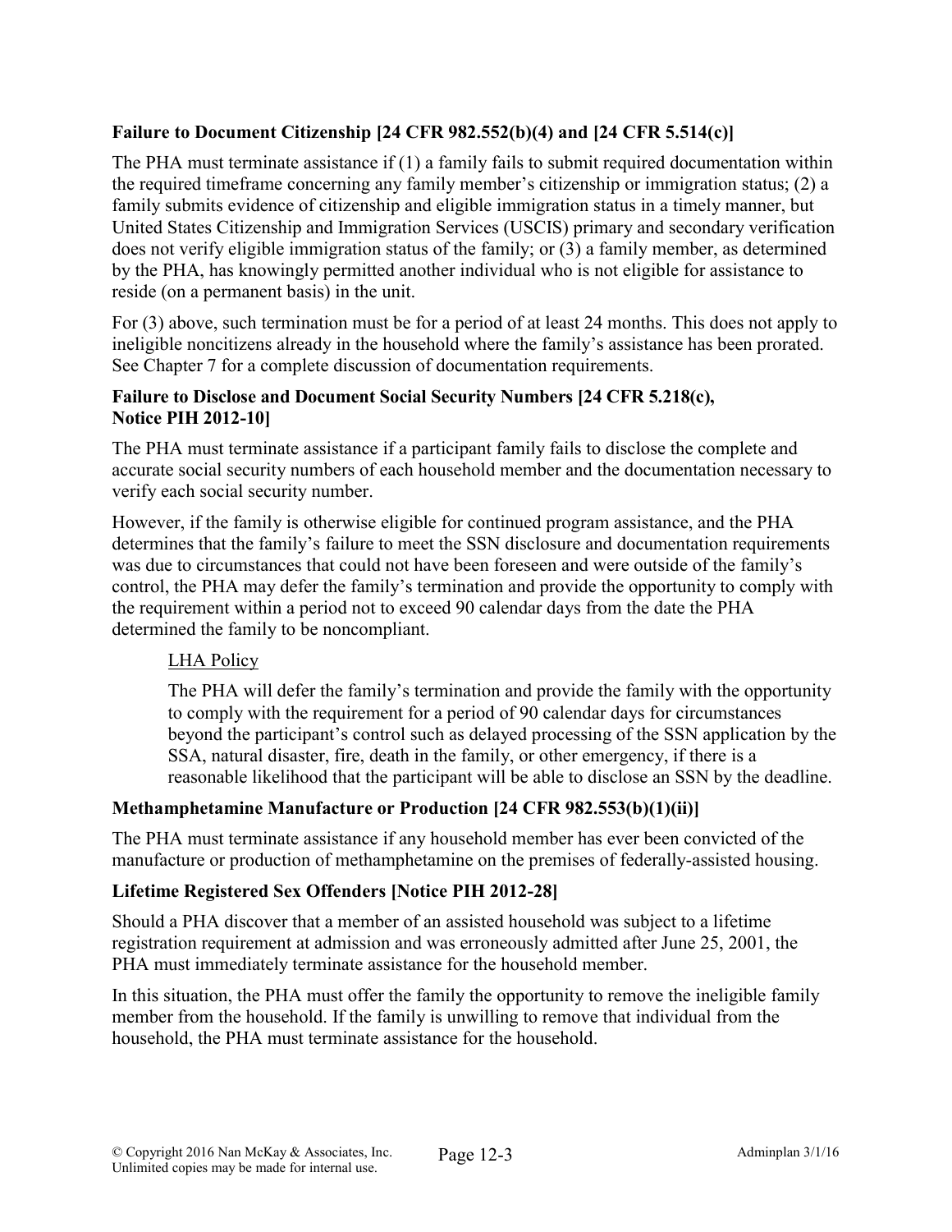### Failure to Document Citizenship [24 CFR 982.552(b)(4) and [24 CFR 5.514(c)]

The PHA must terminate assistance if (1) a family fails to submit required documentation within the required timeframe concerning any family member's citizenship or immigration status; (2) a family submits evidence of citizenship and eligible immigration status in a timely manner, but United States Citizenship and Immigration Services (USCIS) primary and secondary verification does not verify eligible immigration status of the family; or (3) a family member, as determined by the PHA, has knowingly permitted another individual who is not eligible for assistance to reside (on a permanent basis) in the unit.

For (3) above, such termination must be for a period of at least 24 months. This does not apply to ineligible noncitizens already in the household where the family's assistance has been prorated. See Chapter 7 for a complete discussion of documentation requirements.

#### Failure to Disclose and Document Social Security Numbers [24 CFR 5.218(c), Notice PIH 2012-10]

The PHA must terminate assistance if a participant family fails to disclose the complete and accurate social security numbers of each household member and the documentation necessary to verify each social security number.

However, if the family is otherwise eligible for continued program assistance, and the PHA determines that the family's failure to meet the SSN disclosure and documentation requirements was due to circumstances that could not have been foreseen and were outside of the family's control, the PHA may defer the family's termination and provide the opportunity to comply with the requirement within a period not to exceed 90 calendar days from the date the PHA determined the family to be noncompliant.

> LHA Policy
>
> The PHA will defer the family's termination and provide the family with the opportunity to comply with the requirement for a period of 90 calendar days for circumstances beyond the participant's control such as delayed processing of the SSN application by the SSA, natural disaster, fire, death in the family, or other emergency, if there is a reasonable likelihood that the participant will be able to disclose an SSN by the deadline.

### Methamphetamine Manufacture or Production [24 CFR 982.553(b)(1)(ii)]

The PHA must terminate assistance if any household member has ever been convicted of the manufacture or production of methamphetamine on the premises of federally-assisted housing.

### Lifetime Registered Sex Offenders [Notice PIH 2012-28]

Should a PHA discover that a member of an assisted household was subject to a lifetime registration requirement at admission and was erroneously admitted after June 25, 2001, the PHA must immediately terminate assistance for the household member.

In this situation, the PHA must offer the family the opportunity to remove the ineligible family member from the household. If the family is unwilling to remove that individual from the household, the PHA must terminate assistance for the household.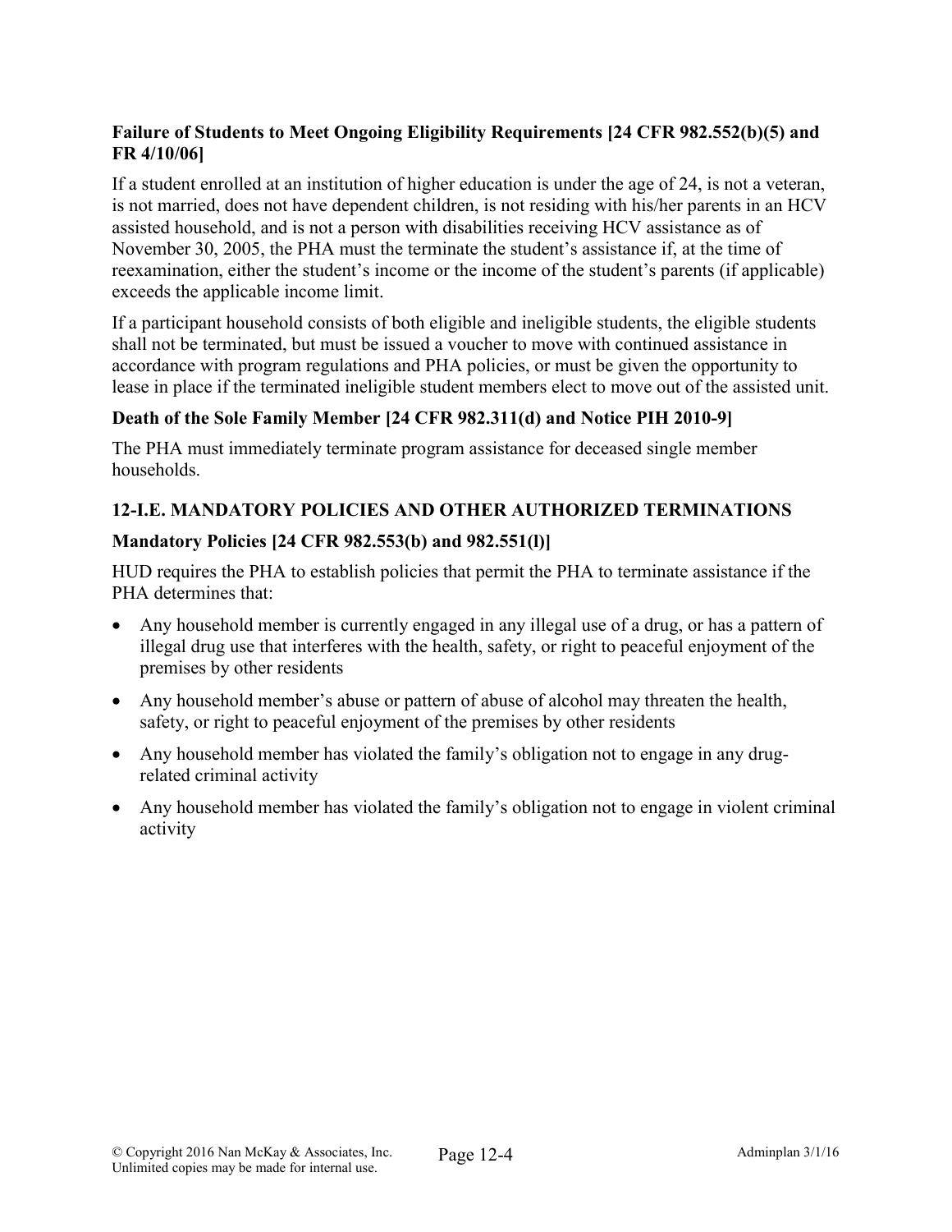**Failure of Students to Meet Ongoing Eligibility Requirements [24 CFR 982.552(b)(5) and FR 4/10/06]**

If a student enrolled at an institution of higher education is under the age of 24, is not a veteran, is not married, does not have dependent children, is not residing with his/her parents in an HCV assisted household, and is not a person with disabilities receiving HCV assistance as of November 30, 2005, the PHA must the terminate the student's assistance if, at the time of reexamination, either the student's income or the income of the student's parents (if applicable) exceeds the applicable income limit.

If a participant household consists of both eligible and ineligible students, the eligible students shall not be terminated, but must be issued a voucher to move with continued assistance in accordance with program regulations and PHA policies, or must be given the opportunity to lease in place if the terminated ineligible student members elect to move out of the assisted unit.

**Death of the Sole Family Member [24 CFR 982.311(d) and Notice PIH 2010-9]**

The PHA must immediately terminate program assistance for deceased single member households.

## 12-I.E. MANDATORY POLICIES AND OTHER AUTHORIZED TERMINATIONS

**Mandatory Policies [24 CFR 982.553(b) and 982.551(l)]**

HUD requires the PHA to establish policies that permit the PHA to terminate assistance if the PHA determines that:

- Any household member is currently engaged in any illegal use of a drug, or has a pattern of illegal drug use that interferes with the health, safety, or right to peaceful enjoyment of the premises by other residents
- Any household member's abuse or pattern of abuse of alcohol may threaten the health, safety, or right to peaceful enjoyment of the premises by other residents
- Any household member has violated the family's obligation not to engage in any drug-related criminal activity
- Any household member has violated the family's obligation not to engage in violent criminal activity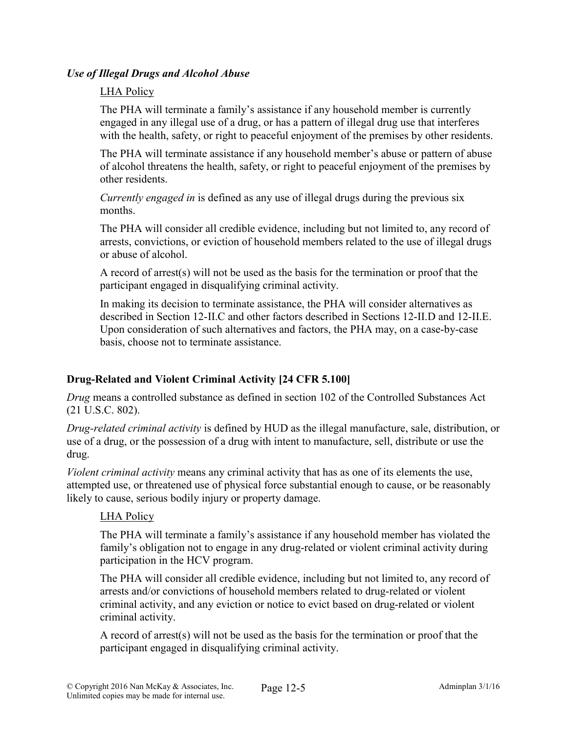### *Use of Illegal Drugs and Alcohol Abuse*

LHA Policy

The PHA will terminate a family's assistance if any household member is currently engaged in any illegal use of a drug, or has a pattern of illegal drug use that interferes with the health, safety, or right to peaceful enjoyment of the premises by other residents.

The PHA will terminate assistance if any household member's abuse or pattern of abuse of alcohol threatens the health, safety, or right to peaceful enjoyment of the premises by other residents.

*Currently engaged in* is defined as any use of illegal drugs during the previous six months.

The PHA will consider all credible evidence, including but not limited to, any record of arrests, convictions, or eviction of household members related to the use of illegal drugs or abuse of alcohol.

A record of arrest(s) will not be used as the basis for the termination or proof that the participant engaged in disqualifying criminal activity.

In making its decision to terminate assistance, the PHA will consider alternatives as described in Section 12-II.C and other factors described in Sections 12-II.D and 12-II.E. Upon consideration of such alternatives and factors, the PHA may, on a case-by-case basis, choose not to terminate assistance.

### Drug-Related and Violent Criminal Activity [24 CFR 5.100]

*Drug* means a controlled substance as defined in section 102 of the Controlled Substances Act (21 U.S.C. 802).

*Drug-related criminal activity* is defined by HUD as the illegal manufacture, sale, distribution, or use of a drug, or the possession of a drug with intent to manufacture, sell, distribute or use the drug.

*Violent criminal activity* means any criminal activity that has as one of its elements the use, attempted use, or threatened use of physical force substantial enough to cause, or be reasonably likely to cause, serious bodily injury or property damage.

LHA Policy

The PHA will terminate a family's assistance if any household member has violated the family's obligation not to engage in any drug-related or violent criminal activity during participation in the HCV program.

The PHA will consider all credible evidence, including but not limited to, any record of arrests and/or convictions of household members related to drug-related or violent criminal activity, and any eviction or notice to evict based on drug-related or violent criminal activity.

A record of arrest(s) will not be used as the basis for the termination or proof that the participant engaged in disqualifying criminal activity.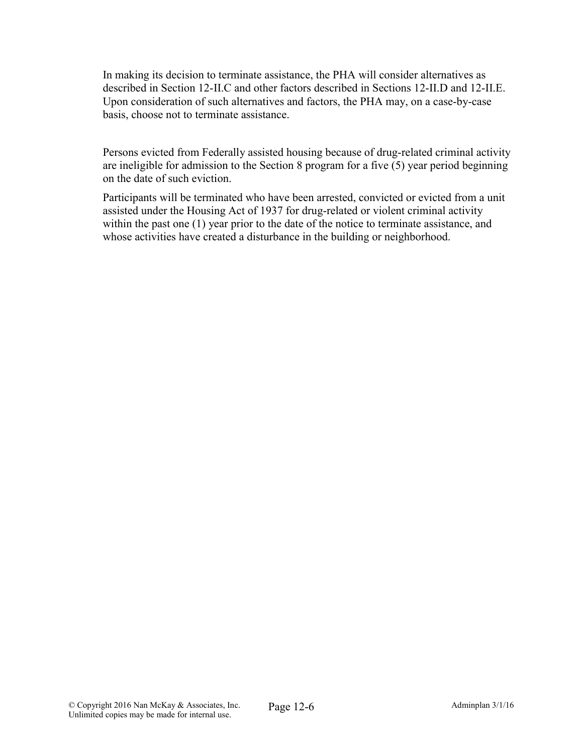In making its decision to terminate assistance, the PHA will consider alternatives as described in Section 12-II.C and other factors described in Sections 12-II.D and 12-II.E. Upon consideration of such alternatives and factors, the PHA may, on a case-by-case basis, choose not to terminate assistance.

Persons evicted from Federally assisted housing because of drug-related criminal activity are ineligible for admission to the Section 8 program for a five (5) year period beginning on the date of such eviction.

Participants will be terminated who have been arrested, convicted or evicted from a unit assisted under the Housing Act of 1937 for drug-related or violent criminal activity within the past one (1) year prior to the date of the notice to terminate assistance, and whose activities have created a disturbance in the building or neighborhood.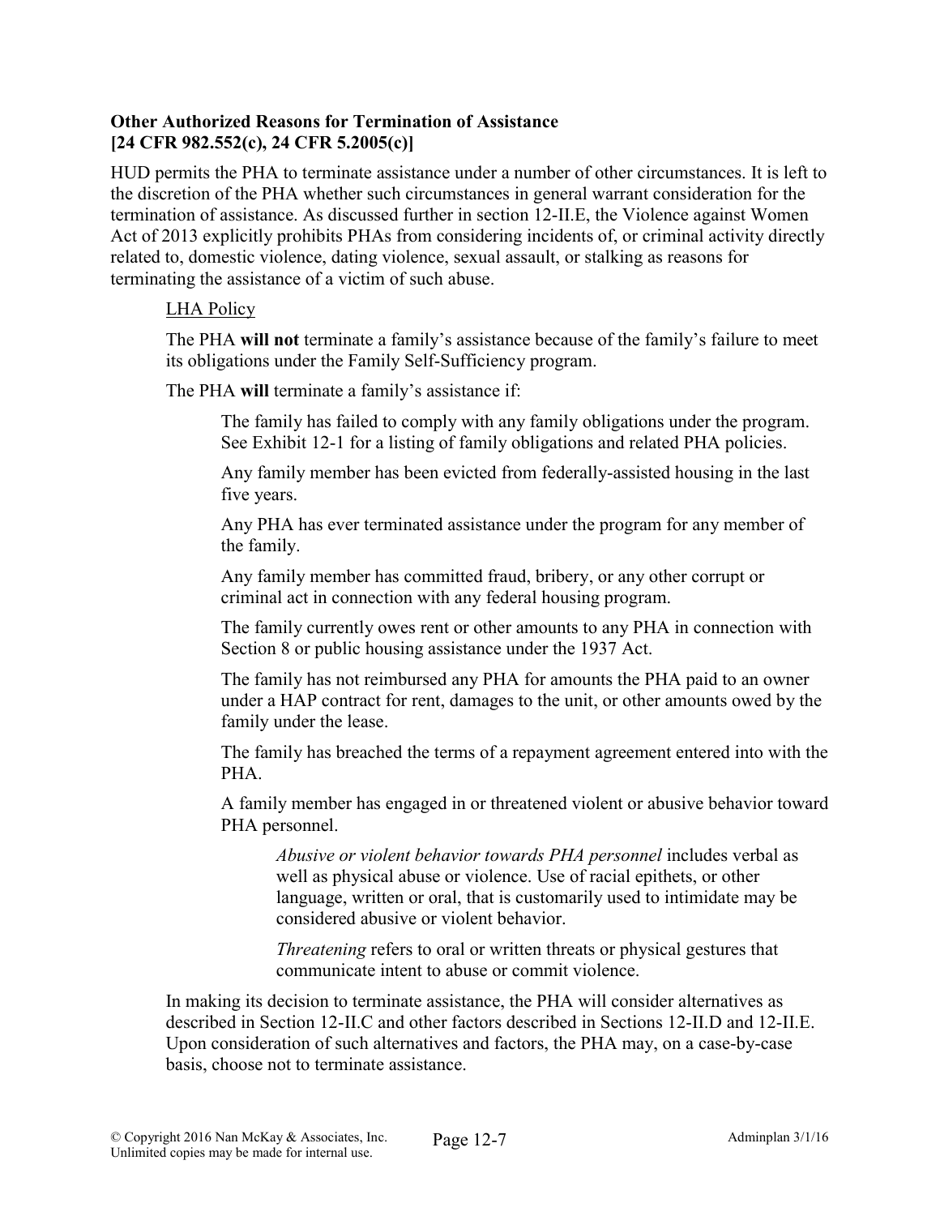### Other Authorized Reasons for Termination of Assistance [24 CFR 982.552(c), 24 CFR 5.2005(c)]

HUD permits the PHA to terminate assistance under a number of other circumstances. It is left to the discretion of the PHA whether such circumstances in general warrant consideration for the termination of assistance. As discussed further in section 12-II.E, the Violence against Women Act of 2013 explicitly prohibits PHAs from considering incidents of, or criminal activity directly related to, domestic violence, dating violence, sexual assault, or stalking as reasons for terminating the assistance of a victim of such abuse.

LHA Policy

The PHA **will not** terminate a family's assistance because of the family's failure to meet its obligations under the Family Self-Sufficiency program.

The PHA **will** terminate a family's assistance if:

The family has failed to comply with any family obligations under the program. See Exhibit 12-1 for a listing of family obligations and related PHA policies.

Any family member has been evicted from federally-assisted housing in the last five years.

Any PHA has ever terminated assistance under the program for any member of the family.

Any family member has committed fraud, bribery, or any other corrupt or criminal act in connection with any federal housing program.

The family currently owes rent or other amounts to any PHA in connection with Section 8 or public housing assistance under the 1937 Act.

The family has not reimbursed any PHA for amounts the PHA paid to an owner under a HAP contract for rent, damages to the unit, or other amounts owed by the family under the lease.

The family has breached the terms of a repayment agreement entered into with the PHA.

A family member has engaged in or threatened violent or abusive behavior toward PHA personnel.

*Abusive or violent behavior towards PHA personnel* includes verbal as well as physical abuse or violence. Use of racial epithets, or other language, written or oral, that is customarily used to intimidate may be considered abusive or violent behavior.

*Threatening* refers to oral or written threats or physical gestures that communicate intent to abuse or commit violence.

In making its decision to terminate assistance, the PHA will consider alternatives as described in Section 12-II.C and other factors described in Sections 12-II.D and 12-II.E. Upon consideration of such alternatives and factors, the PHA may, on a case-by-case basis, choose not to terminate assistance.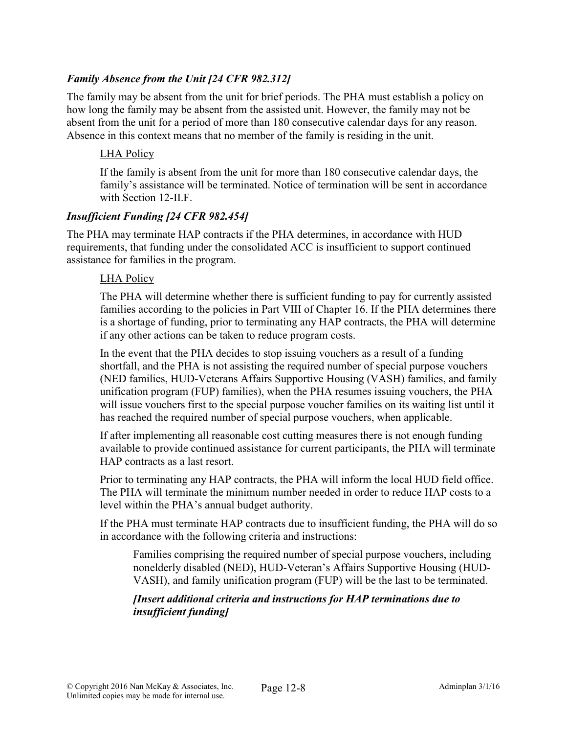### *Family Absence from the Unit [24 CFR 982.312]*

The family may be absent from the unit for brief periods. The PHA must establish a policy on how long the family may be absent from the assisted unit. However, the family may not be absent from the unit for a period of more than 180 consecutive calendar days for any reason. Absence in this context means that no member of the family is residing in the unit.

> <u>LHA Policy</u>
>
> If the family is absent from the unit for more than 180 consecutive calendar days, the family's assistance will be terminated. Notice of termination will be sent in accordance with Section 12-II.F.

### *Insufficient Funding [24 CFR 982.454]*

The PHA may terminate HAP contracts if the PHA determines, in accordance with HUD requirements, that funding under the consolidated ACC is insufficient to support continued assistance for families in the program.

> <u>LHA Policy</u>
>
> The PHA will determine whether there is sufficient funding to pay for currently assisted families according to the policies in Part VIII of Chapter 16. If the PHA determines there is a shortage of funding, prior to terminating any HAP contracts, the PHA will determine if any other actions can be taken to reduce program costs.
>
> In the event that the PHA decides to stop issuing vouchers as a result of a funding shortfall, and the PHA is not assisting the required number of special purpose vouchers (NED families, HUD-Veterans Affairs Supportive Housing (VASH) families, and family unification program (FUP) families), when the PHA resumes issuing vouchers, the PHA will issue vouchers first to the special purpose voucher families on its waiting list until it has reached the required number of special purpose vouchers, when applicable.
>
> If after implementing all reasonable cost cutting measures there is not enough funding available to provide continued assistance for current participants, the PHA will terminate HAP contracts as a last resort.
>
> Prior to terminating any HAP contracts, the PHA will inform the local HUD field office. The PHA will terminate the minimum number needed in order to reduce HAP costs to a level within the PHA's annual budget authority.
>
> If the PHA must terminate HAP contracts due to insufficient funding, the PHA will do so in accordance with the following criteria and instructions:
>
> > Families comprising the required number of special purpose vouchers, including nonelderly disabled (NED), HUD-Veteran's Affairs Supportive Housing (HUD-VASH), and family unification program (FUP) will be the last to be terminated.
> >
> > ***[Insert additional criteria and instructions for HAP terminations due to insufficient funding]***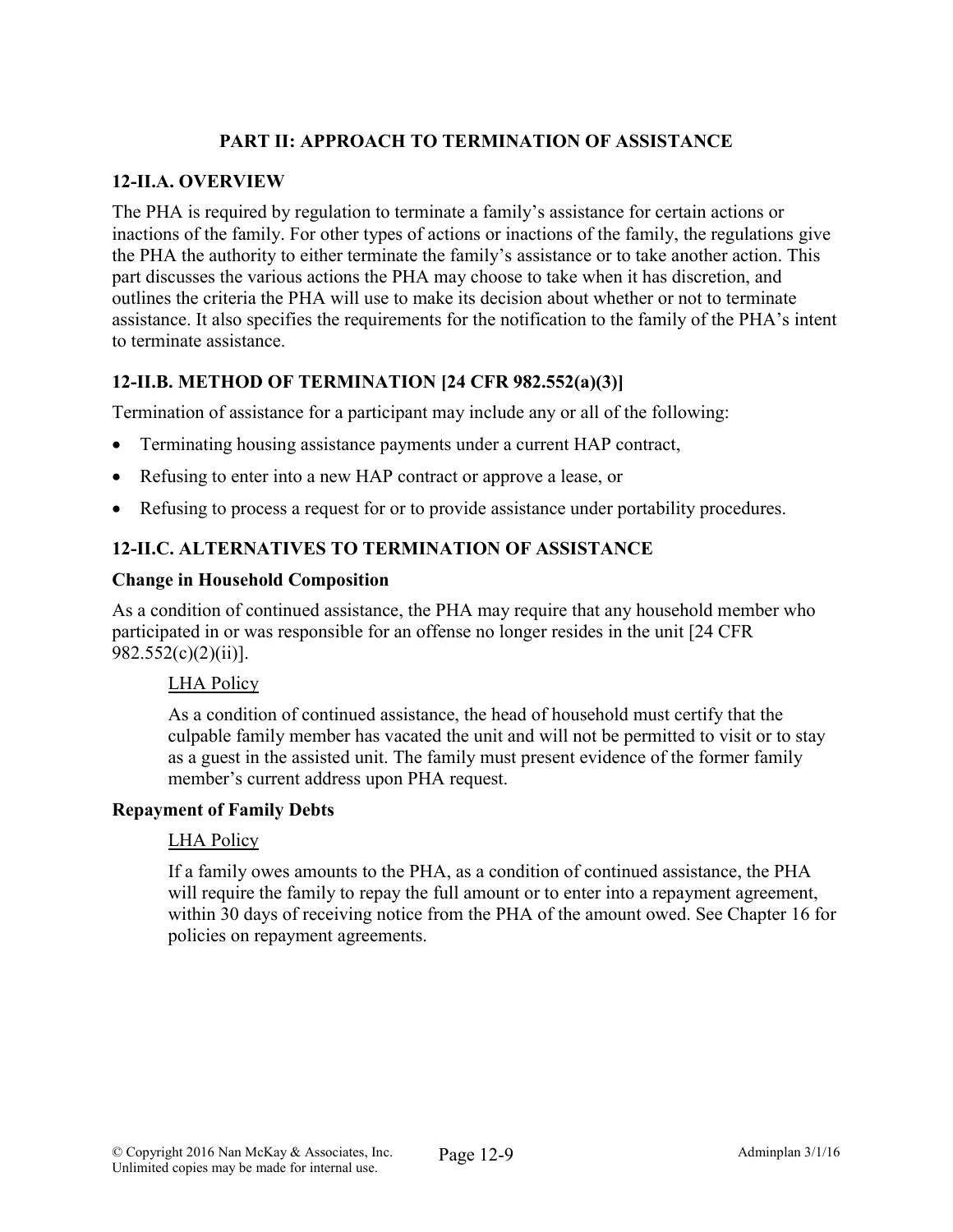## PART II: APPROACH TO TERMINATION OF ASSISTANCE

### 12-II.A. OVERVIEW

The PHA is required by regulation to terminate a family's assistance for certain actions or inactions of the family. For other types of actions or inactions of the family, the regulations give the PHA the authority to either terminate the family's assistance or to take another action. This part discusses the various actions the PHA may choose to take when it has discretion, and outlines the criteria the PHA will use to make its decision about whether or not to terminate assistance. It also specifies the requirements for the notification to the family of the PHA's intent to terminate assistance.

### 12-II.B. METHOD OF TERMINATION [24 CFR 982.552(a)(3)]

Termination of assistance for a participant may include any or all of the following:

- Terminating housing assistance payments under a current HAP contract,
- Refusing to enter into a new HAP contract or approve a lease, or
- Refusing to process a request for or to provide assistance under portability procedures.

### 12-II.C. ALTERNATIVES TO TERMINATION OF ASSISTANCE

**Change in Household Composition**

As a condition of continued assistance, the PHA may require that any household member who participated in or was responsible for an offense no longer resides in the unit [24 CFR 982.552(c)(2)(ii)].

> LHA Policy
>
> As a condition of continued assistance, the head of household must certify that the culpable family member has vacated the unit and will not be permitted to visit or to stay as a guest in the assisted unit. The family must present evidence of the former family member's current address upon PHA request.

**Repayment of Family Debts**

> LHA Policy
>
> If a family owes amounts to the PHA, as a condition of continued assistance, the PHA will require the family to repay the full amount or to enter into a repayment agreement, within 30 days of receiving notice from the PHA of the amount owed. See Chapter 16 for policies on repayment agreements.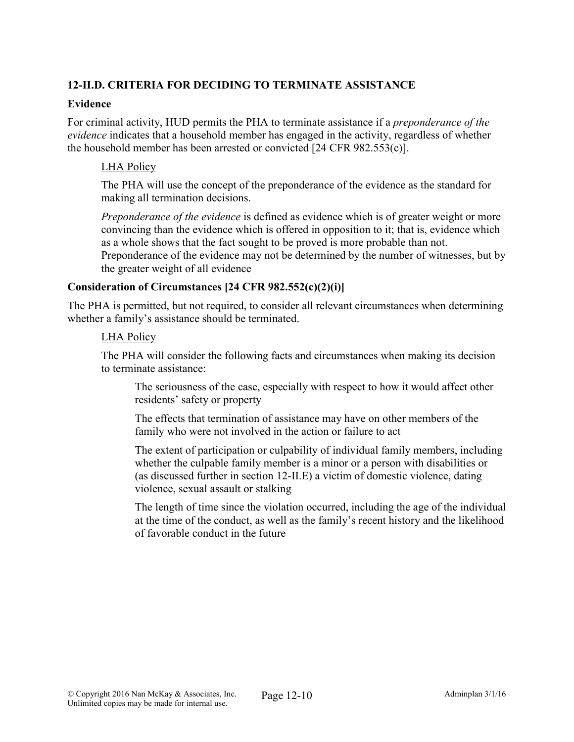### 12-II.D. CRITERIA FOR DECIDING TO TERMINATE ASSISTANCE

#### Evidence

For criminal activity, HUD permits the PHA to terminate assistance if a *preponderance of the evidence* indicates that a household member has engaged in the activity, regardless of whether the household member has been arrested or convicted [24 CFR 982.553(c)].

LHA Policy

The PHA will use the concept of the preponderance of the evidence as the standard for making all termination decisions.

*Preponderance of the evidence* is defined as evidence which is of greater weight or more convincing than the evidence which is offered in opposition to it; that is, evidence which as a whole shows that the fact sought to be proved is more probable than not. Preponderance of the evidence may not be determined by the number of witnesses, but by the greater weight of all evidence

#### Consideration of Circumstances [24 CFR 982.552(c)(2)(i)]

The PHA is permitted, but not required, to consider all relevant circumstances when determining whether a family's assistance should be terminated.

LHA Policy

The PHA will consider the following facts and circumstances when making its decision to terminate assistance:

The seriousness of the case, especially with respect to how it would affect other residents' safety or property

The effects that termination of assistance may have on other members of the family who were not involved in the action or failure to act

The extent of participation or culpability of individual family members, including whether the culpable family member is a minor or a person with disabilities or (as discussed further in section 12-II.E) a victim of domestic violence, dating violence, sexual assault or stalking

The length of time since the violation occurred, including the age of the individual at the time of the conduct, as well as the family's recent history and the likelihood of favorable conduct in the future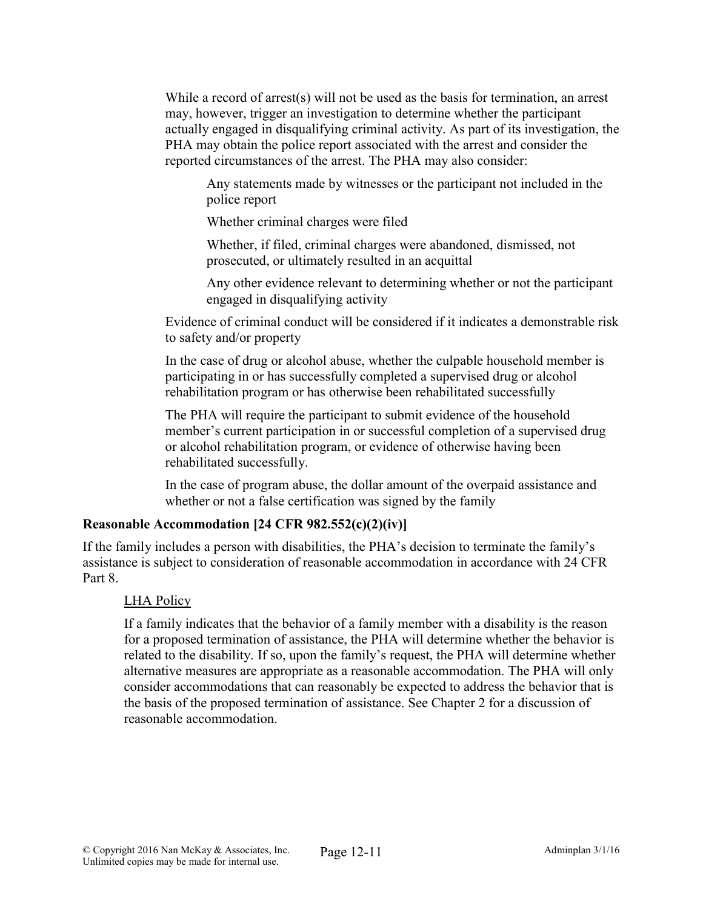While a record of arrest(s) will not be used as the basis for termination, an arrest may, however, trigger an investigation to determine whether the participant actually engaged in disqualifying criminal activity. As part of its investigation, the PHA may obtain the police report associated with the arrest and consider the reported circumstances of the arrest. The PHA may also consider:

Any statements made by witnesses or the participant not included in the police report

Whether criminal charges were filed

Whether, if filed, criminal charges were abandoned, dismissed, not prosecuted, or ultimately resulted in an acquittal

Any other evidence relevant to determining whether or not the participant engaged in disqualifying activity

Evidence of criminal conduct will be considered if it indicates a demonstrable risk to safety and/or property

In the case of drug or alcohol abuse, whether the culpable household member is participating in or has successfully completed a supervised drug or alcohol rehabilitation program or has otherwise been rehabilitated successfully

The PHA will require the participant to submit evidence of the household member's current participation in or successful completion of a supervised drug or alcohol rehabilitation program, or evidence of otherwise having been rehabilitated successfully.

In the case of program abuse, the dollar amount of the overpaid assistance and whether or not a false certification was signed by the family

**Reasonable Accommodation [24 CFR 982.552(c)(2)(iv)]**

If the family includes a person with disabilities, the PHA's decision to terminate the family's assistance is subject to consideration of reasonable accommodation in accordance with 24 CFR Part 8.

<u>LHA Policy</u>

If a family indicates that the behavior of a family member with a disability is the reason for a proposed termination of assistance, the PHA will determine whether the behavior is related to the disability. If so, upon the family's request, the PHA will determine whether alternative measures are appropriate as a reasonable accommodation. The PHA will only consider accommodations that can reasonably be expected to address the behavior that is the basis of the proposed termination of assistance. See Chapter 2 for a discussion of reasonable accommodation.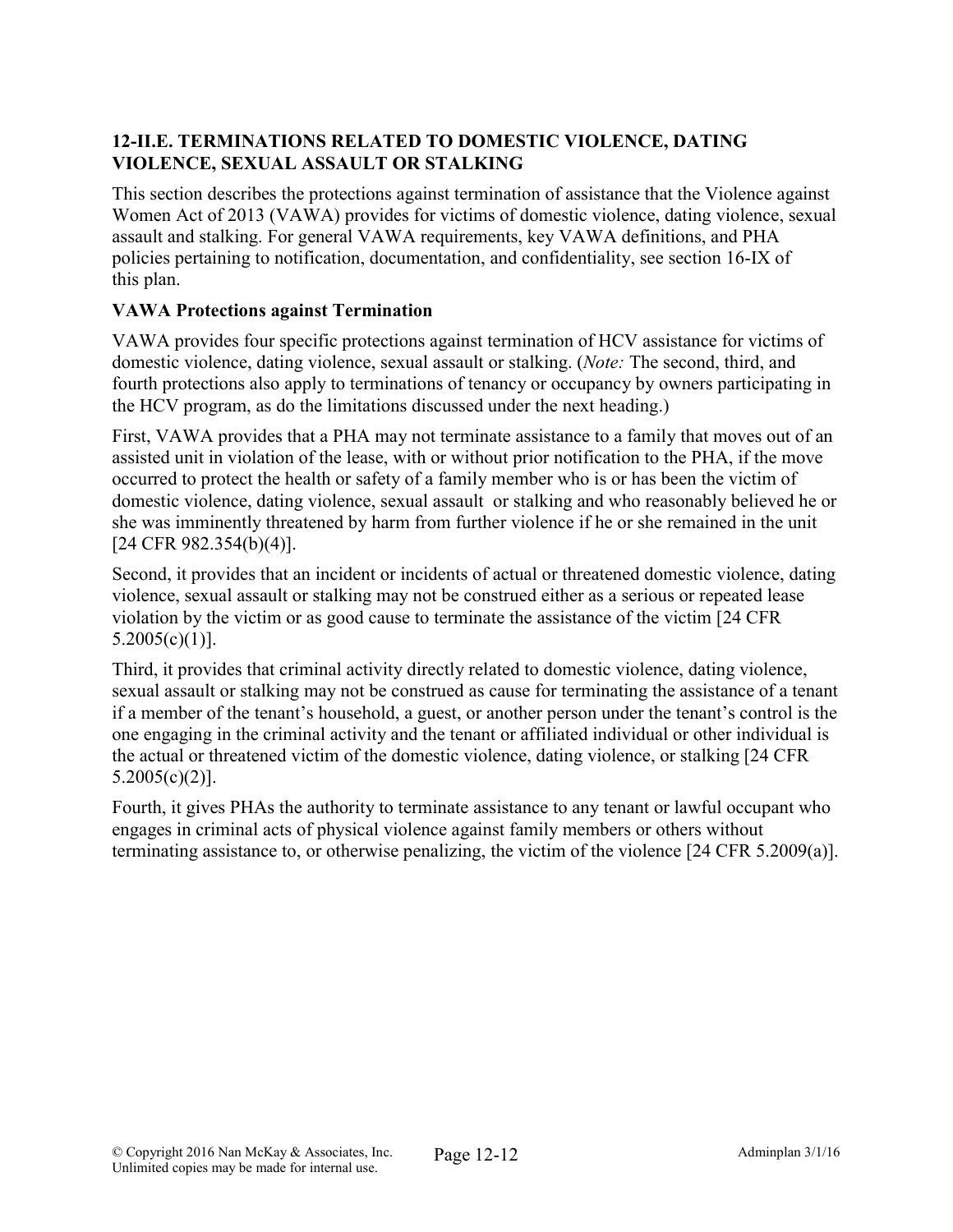### 12-II.E. TERMINATIONS RELATED TO DOMESTIC VIOLENCE, DATING VIOLENCE, SEXUAL ASSAULT OR STALKING

This section describes the protections against termination of assistance that the Violence against Women Act of 2013 (VAWA) provides for victims of domestic violence, dating violence, sexual assault and stalking. For general VAWA requirements, key VAWA definitions, and PHA policies pertaining to notification, documentation, and confidentiality, see section 16-IX of this plan.

**VAWA Protections against Termination**

VAWA provides four specific protections against termination of HCV assistance for victims of domestic violence, dating violence, sexual assault or stalking. (*Note:* The second, third, and fourth protections also apply to terminations of tenancy or occupancy by owners participating in the HCV program, as do the limitations discussed under the next heading.)

First, VAWA provides that a PHA may not terminate assistance to a family that moves out of an assisted unit in violation of the lease, with or without prior notification to the PHA, if the move occurred to protect the health or safety of a family member who is or has been the victim of domestic violence, dating violence, sexual assault or stalking and who reasonably believed he or she was imminently threatened by harm from further violence if he or she remained in the unit [24 CFR 982.354(b)(4)].

Second, it provides that an incident or incidents of actual or threatened domestic violence, dating violence, sexual assault or stalking may not be construed either as a serious or repeated lease violation by the victim or as good cause to terminate the assistance of the victim [24 CFR 5.2005(c)(1)].

Third, it provides that criminal activity directly related to domestic violence, dating violence, sexual assault or stalking may not be construed as cause for terminating the assistance of a tenant if a member of the tenant's household, a guest, or another person under the tenant's control is the one engaging in the criminal activity and the tenant or affiliated individual or other individual is the actual or threatened victim of the domestic violence, dating violence, or stalking [24 CFR 5.2005(c)(2)].

Fourth, it gives PHAs the authority to terminate assistance to any tenant or lawful occupant who engages in criminal acts of physical violence against family members or others without terminating assistance to, or otherwise penalizing, the victim of the violence [24 CFR 5.2009(a)].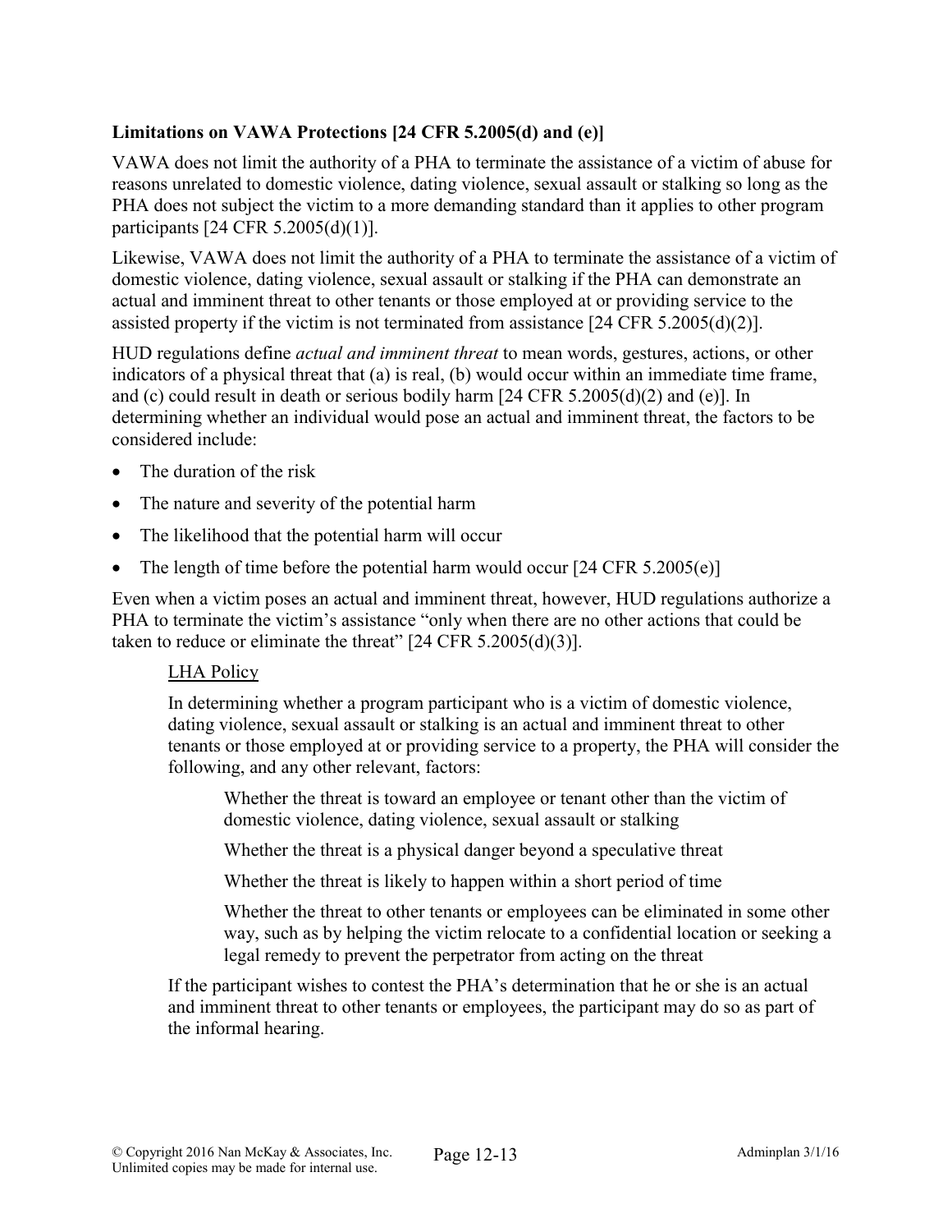### Limitations on VAWA Protections [24 CFR 5.2005(d) and (e)]

VAWA does not limit the authority of a PHA to terminate the assistance of a victim of abuse for reasons unrelated to domestic violence, dating violence, sexual assault or stalking so long as the PHA does not subject the victim to a more demanding standard than it applies to other program participants [24 CFR 5.2005(d)(1)].

Likewise, VAWA does not limit the authority of a PHA to terminate the assistance of a victim of domestic violence, dating violence, sexual assault or stalking if the PHA can demonstrate an actual and imminent threat to other tenants or those employed at or providing service to the assisted property if the victim is not terminated from assistance [24 CFR 5.2005(d)(2)].

HUD regulations define *actual and imminent threat* to mean words, gestures, actions, or other indicators of a physical threat that (a) is real, (b) would occur within an immediate time frame, and (c) could result in death or serious bodily harm [24 CFR 5.2005(d)(2) and (e)]. In determining whether an individual would pose an actual and imminent threat, the factors to be considered include:

- The duration of the risk
- The nature and severity of the potential harm
- The likelihood that the potential harm will occur
- The length of time before the potential harm would occur [24 CFR 5.2005(e)]

Even when a victim poses an actual and imminent threat, however, HUD regulations authorize a PHA to terminate the victim's assistance "only when there are no other actions that could be taken to reduce or eliminate the threat" [24 CFR 5.2005(d)(3)].

<u>LHA Policy</u>

In determining whether a program participant who is a victim of domestic violence, dating violence, sexual assault or stalking is an actual and imminent threat to other tenants or those employed at or providing service to a property, the PHA will consider the following, and any other relevant, factors:

Whether the threat is toward an employee or tenant other than the victim of domestic violence, dating violence, sexual assault or stalking

Whether the threat is a physical danger beyond a speculative threat

Whether the threat is likely to happen within a short period of time

Whether the threat to other tenants or employees can be eliminated in some other way, such as by helping the victim relocate to a confidential location or seeking a legal remedy to prevent the perpetrator from acting on the threat

If the participant wishes to contest the PHA's determination that he or she is an actual and imminent threat to other tenants or employees, the participant may do so as part of the informal hearing.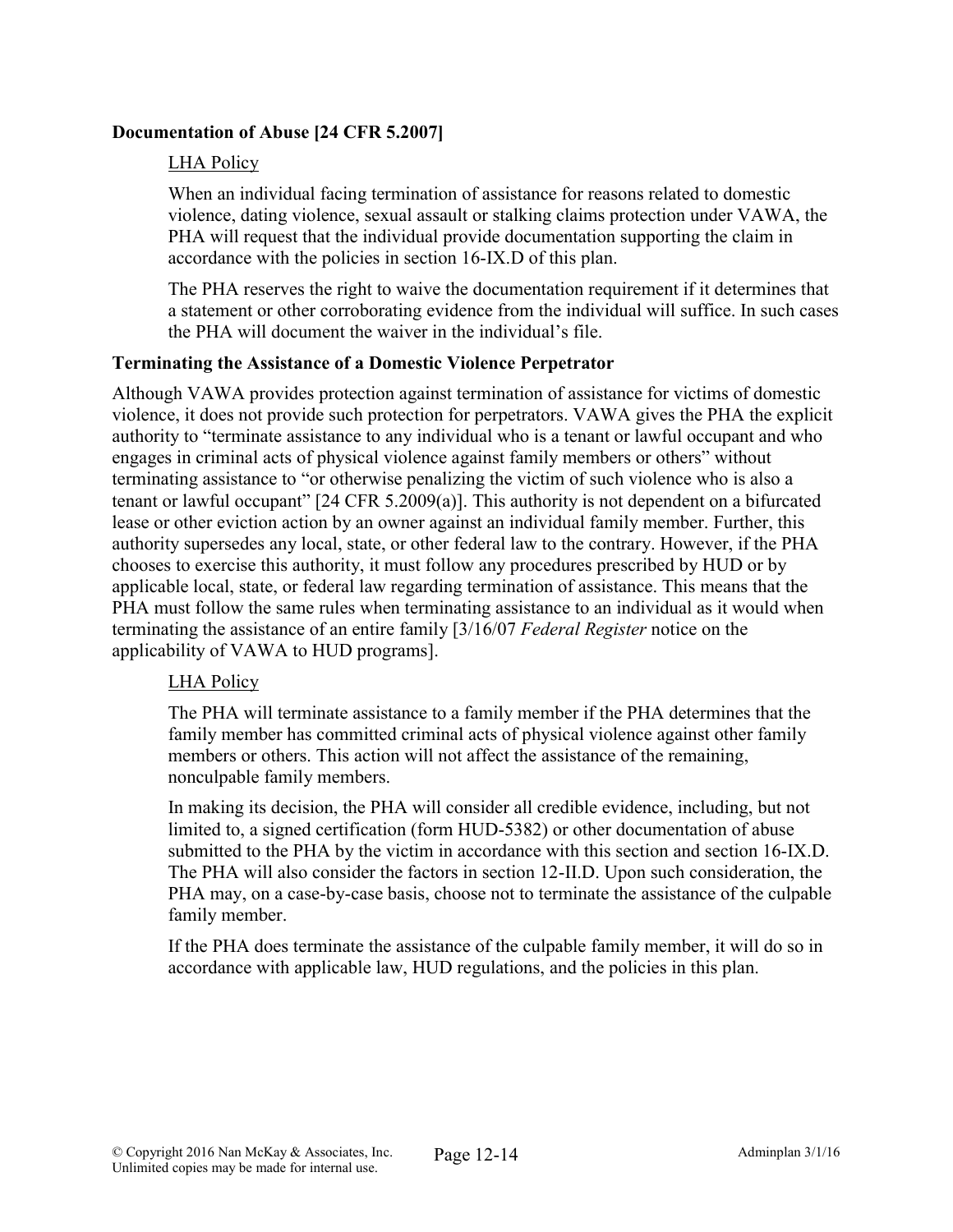**Documentation of Abuse [24 CFR 5.2007]**

LHA Policy

When an individual facing termination of assistance for reasons related to domestic violence, dating violence, sexual assault or stalking claims protection under VAWA, the PHA will request that the individual provide documentation supporting the claim in accordance with the policies in section 16-IX.D of this plan.

The PHA reserves the right to waive the documentation requirement if it determines that a statement or other corroborating evidence from the individual will suffice. In such cases the PHA will document the waiver in the individual's file.

**Terminating the Assistance of a Domestic Violence Perpetrator**

Although VAWA provides protection against termination of assistance for victims of domestic violence, it does not provide such protection for perpetrators. VAWA gives the PHA the explicit authority to "terminate assistance to any individual who is a tenant or lawful occupant and who engages in criminal acts of physical violence against family members or others" without terminating assistance to "or otherwise penalizing the victim of such violence who is also a tenant or lawful occupant" [24 CFR 5.2009(a)]. This authority is not dependent on a bifurcated lease or other eviction action by an owner against an individual family member. Further, this authority supersedes any local, state, or other federal law to the contrary. However, if the PHA chooses to exercise this authority, it must follow any procedures prescribed by HUD or by applicable local, state, or federal law regarding termination of assistance. This means that the PHA must follow the same rules when terminating assistance to an individual as it would when terminating the assistance of an entire family [3/16/07 *Federal Register* notice on the applicability of VAWA to HUD programs].

LHA Policy

The PHA will terminate assistance to a family member if the PHA determines that the family member has committed criminal acts of physical violence against other family members or others. This action will not affect the assistance of the remaining, nonculpable family members.

In making its decision, the PHA will consider all credible evidence, including, but not limited to, a signed certification (form HUD-5382) or other documentation of abuse submitted to the PHA by the victim in accordance with this section and section 16-IX.D. The PHA will also consider the factors in section 12-II.D. Upon such consideration, the PHA may, on a case-by-case basis, choose not to terminate the assistance of the culpable family member.

If the PHA does terminate the assistance of the culpable family member, it will do so in accordance with applicable law, HUD regulations, and the policies in this plan.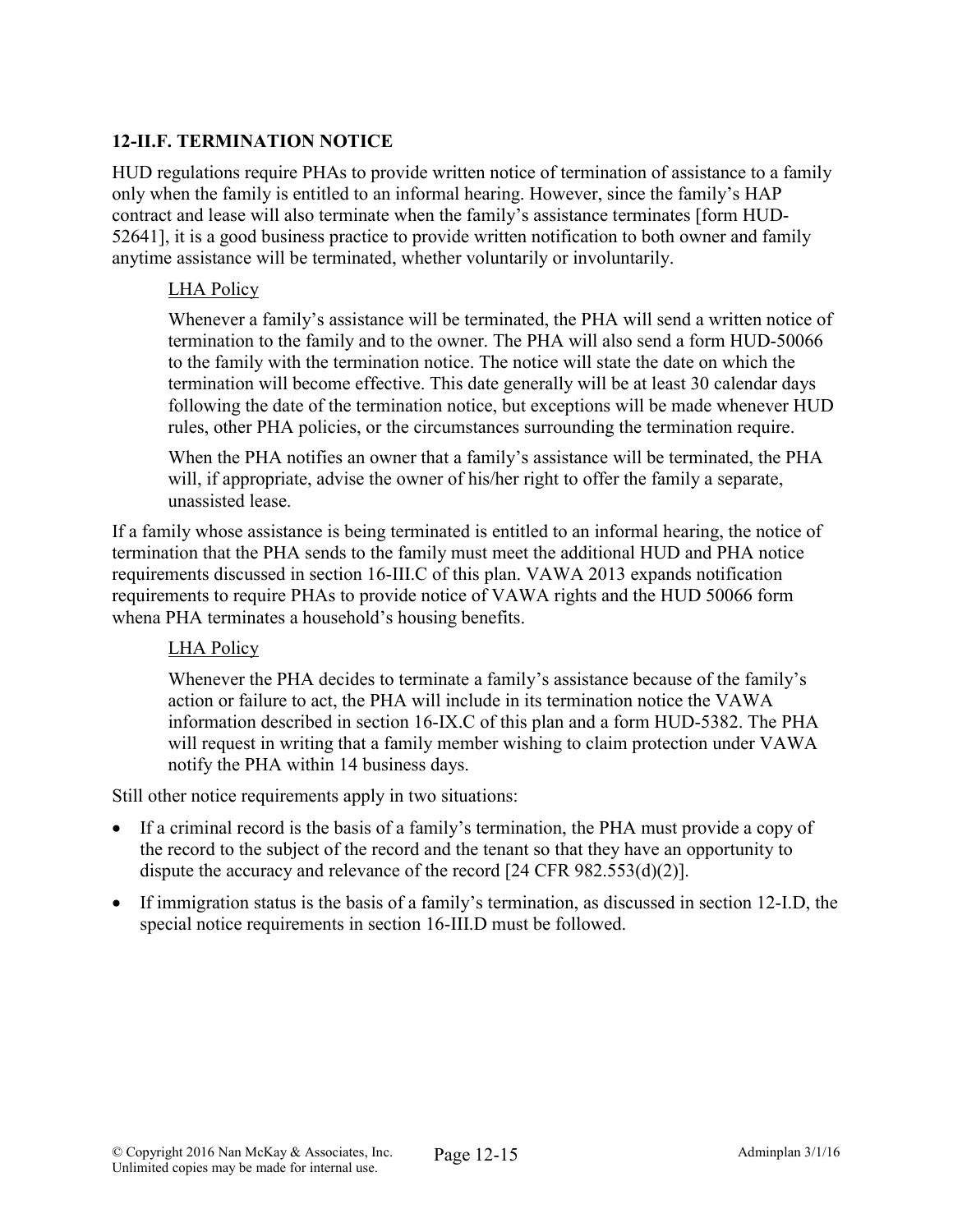### 12-II.F. TERMINATION NOTICE

HUD regulations require PHAs to provide written notice of termination of assistance to a family only when the family is entitled to an informal hearing. However, since the family's HAP contract and lease will also terminate when the family's assistance terminates [form HUD-52641], it is a good business practice to provide written notification to both owner and family anytime assistance will be terminated, whether voluntarily or involuntarily.

> LHA Policy
>
> Whenever a family's assistance will be terminated, the PHA will send a written notice of termination to the family and to the owner. The PHA will also send a form HUD-50066 to the family with the termination notice. The notice will state the date on which the termination will become effective. This date generally will be at least 30 calendar days following the date of the termination notice, but exceptions will be made whenever HUD rules, other PHA policies, or the circumstances surrounding the termination require.
>
> When the PHA notifies an owner that a family's assistance will be terminated, the PHA will, if appropriate, advise the owner of his/her right to offer the family a separate, unassisted lease.

If a family whose assistance is being terminated is entitled to an informal hearing, the notice of termination that the PHA sends to the family must meet the additional HUD and PHA notice requirements discussed in section 16-III.C of this plan. VAWA 2013 expands notification requirements to require PHAs to provide notice of VAWA rights and the HUD 50066 form whena PHA terminates a household's housing benefits.

> LHA Policy
>
> Whenever the PHA decides to terminate a family's assistance because of the family's action or failure to act, the PHA will include in its termination notice the VAWA information described in section 16-IX.C of this plan and a form HUD-5382. The PHA will request in writing that a family member wishing to claim protection under VAWA notify the PHA within 14 business days.

Still other notice requirements apply in two situations:

- If a criminal record is the basis of a family's termination, the PHA must provide a copy of the record to the subject of the record and the tenant so that they have an opportunity to dispute the accuracy and relevance of the record [24 CFR 982.553(d)(2)].
- If immigration status is the basis of a family's termination, as discussed in section 12-I.D, the special notice requirements in section 16-III.D must be followed.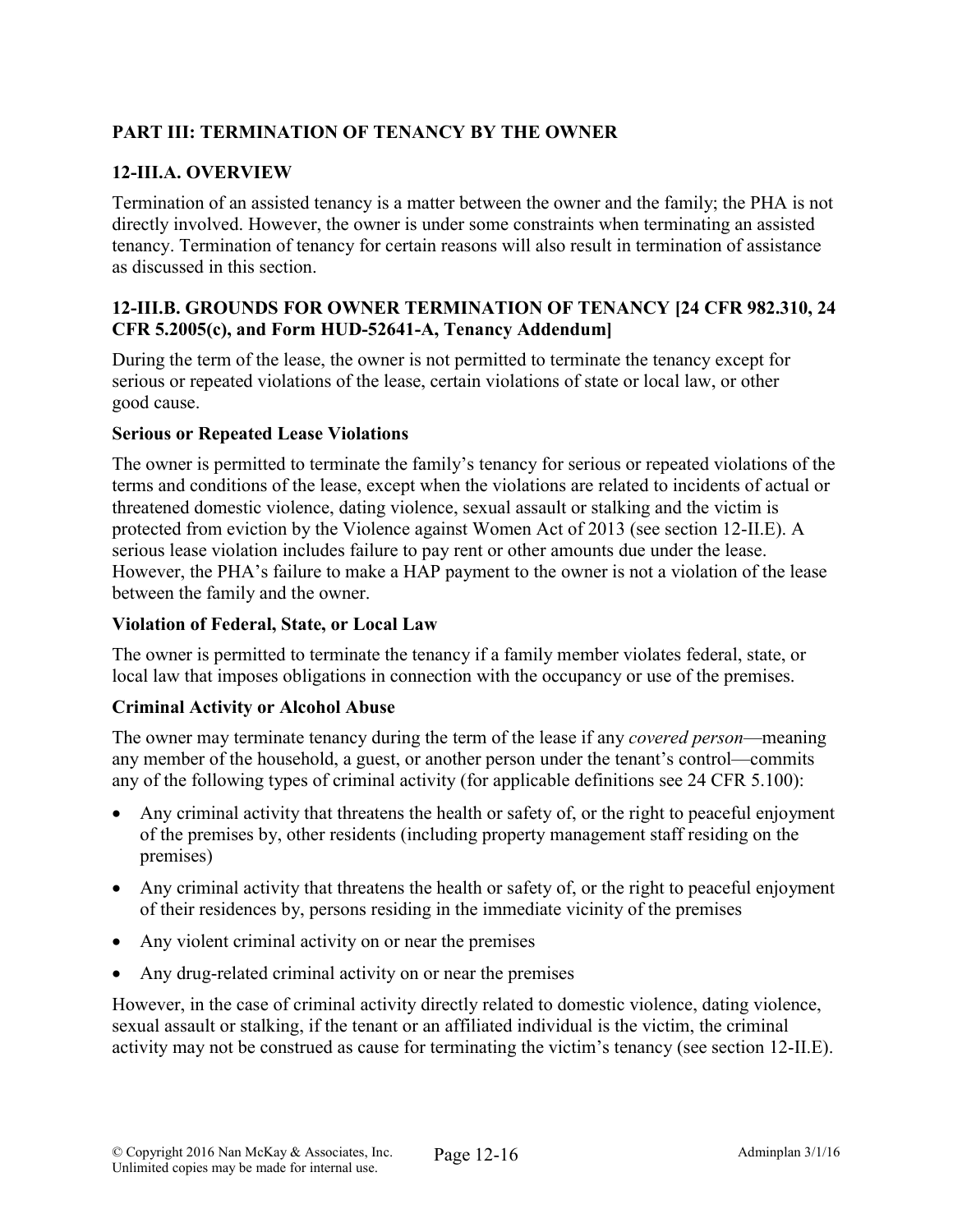## PART III: TERMINATION OF TENANCY BY THE OWNER

### 12-III.A. OVERVIEW

Termination of an assisted tenancy is a matter between the owner and the family; the PHA is not directly involved. However, the owner is under some constraints when terminating an assisted tenancy. Termination of tenancy for certain reasons will also result in termination of assistance as discussed in this section.

### 12-III.B. GROUNDS FOR OWNER TERMINATION OF TENANCY [24 CFR 982.310, 24 CFR 5.2005(c), and Form HUD-52641-A, Tenancy Addendum]

During the term of the lease, the owner is not permitted to terminate the tenancy except for serious or repeated violations of the lease, certain violations of state or local law, or other good cause.

**Serious or Repeated Lease Violations**

The owner is permitted to terminate the family's tenancy for serious or repeated violations of the terms and conditions of the lease, except when the violations are related to incidents of actual or threatened domestic violence, dating violence, sexual assault or stalking and the victim is protected from eviction by the Violence against Women Act of 2013 (see section 12-II.E). A serious lease violation includes failure to pay rent or other amounts due under the lease. However, the PHA's failure to make a HAP payment to the owner is not a violation of the lease between the family and the owner.

**Violation of Federal, State, or Local Law**

The owner is permitted to terminate the tenancy if a family member violates federal, state, or local law that imposes obligations in connection with the occupancy or use of the premises.

**Criminal Activity or Alcohol Abuse**

The owner may terminate tenancy during the term of the lease if any *covered person*—meaning any member of the household, a guest, or another person under the tenant's control—commits any of the following types of criminal activity (for applicable definitions see 24 CFR 5.100):

- Any criminal activity that threatens the health or safety of, or the right to peaceful enjoyment of the premises by, other residents (including property management staff residing on the premises)
- Any criminal activity that threatens the health or safety of, or the right to peaceful enjoyment of their residences by, persons residing in the immediate vicinity of the premises
- Any violent criminal activity on or near the premises
- Any drug-related criminal activity on or near the premises

However, in the case of criminal activity directly related to domestic violence, dating violence, sexual assault or stalking, if the tenant or an affiliated individual is the victim, the criminal activity may not be construed as cause for terminating the victim's tenancy (see section 12-II.E).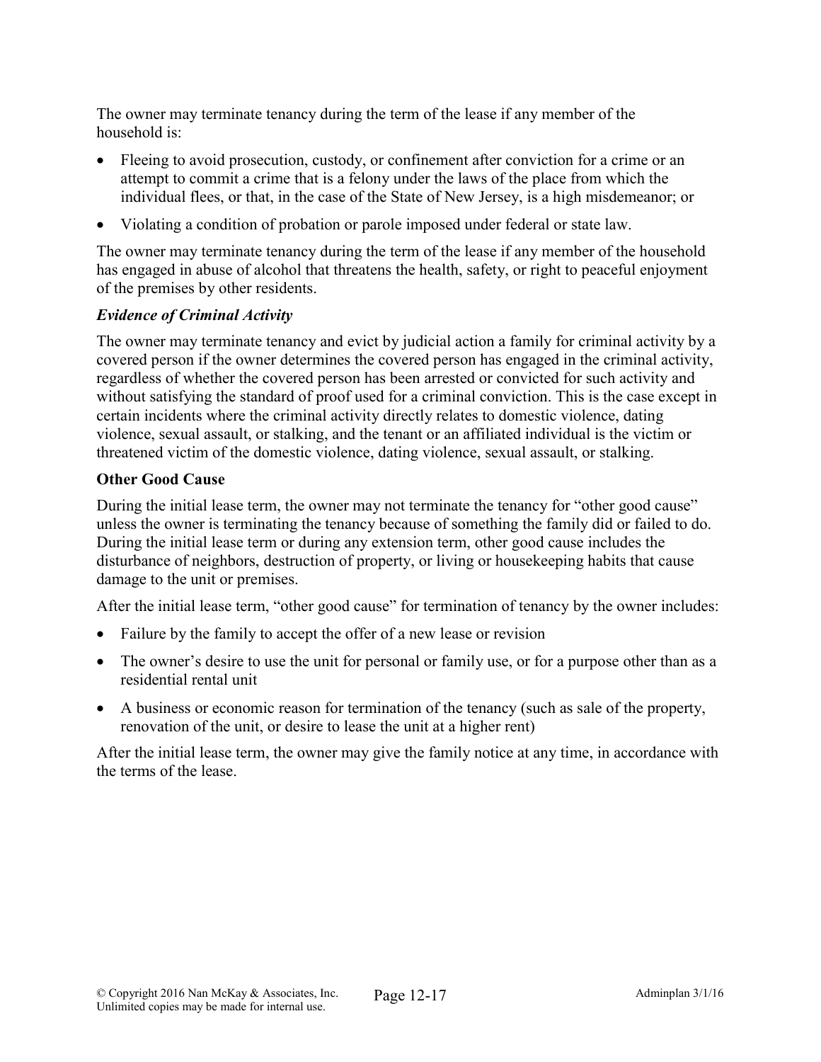The owner may terminate tenancy during the term of the lease if any member of the household is:

- Fleeing to avoid prosecution, custody, or confinement after conviction for a crime or an attempt to commit a crime that is a felony under the laws of the place from which the individual flees, or that, in the case of the State of New Jersey, is a high misdemeanor; or
- Violating a condition of probation or parole imposed under federal or state law.

The owner may terminate tenancy during the term of the lease if any member of the household has engaged in abuse of alcohol that threatens the health, safety, or right to peaceful enjoyment of the premises by other residents.

***Evidence of Criminal Activity***

The owner may terminate tenancy and evict by judicial action a family for criminal activity by a covered person if the owner determines the covered person has engaged in the criminal activity, regardless of whether the covered person has been arrested or convicted for such activity and without satisfying the standard of proof used for a criminal conviction. This is the case except in certain incidents where the criminal activity directly relates to domestic violence, dating violence, sexual assault, or stalking, and the tenant or an affiliated individual is the victim or threatened victim of the domestic violence, dating violence, sexual assault, or stalking.

**Other Good Cause**

During the initial lease term, the owner may not terminate the tenancy for "other good cause" unless the owner is terminating the tenancy because of something the family did or failed to do. During the initial lease term or during any extension term, other good cause includes the disturbance of neighbors, destruction of property, or living or housekeeping habits that cause damage to the unit or premises.

After the initial lease term, "other good cause" for termination of tenancy by the owner includes:

- Failure by the family to accept the offer of a new lease or revision
- The owner's desire to use the unit for personal or family use, or for a purpose other than as a residential rental unit
- A business or economic reason for termination of the tenancy (such as sale of the property, renovation of the unit, or desire to lease the unit at a higher rent)

After the initial lease term, the owner may give the family notice at any time, in accordance with the terms of the lease.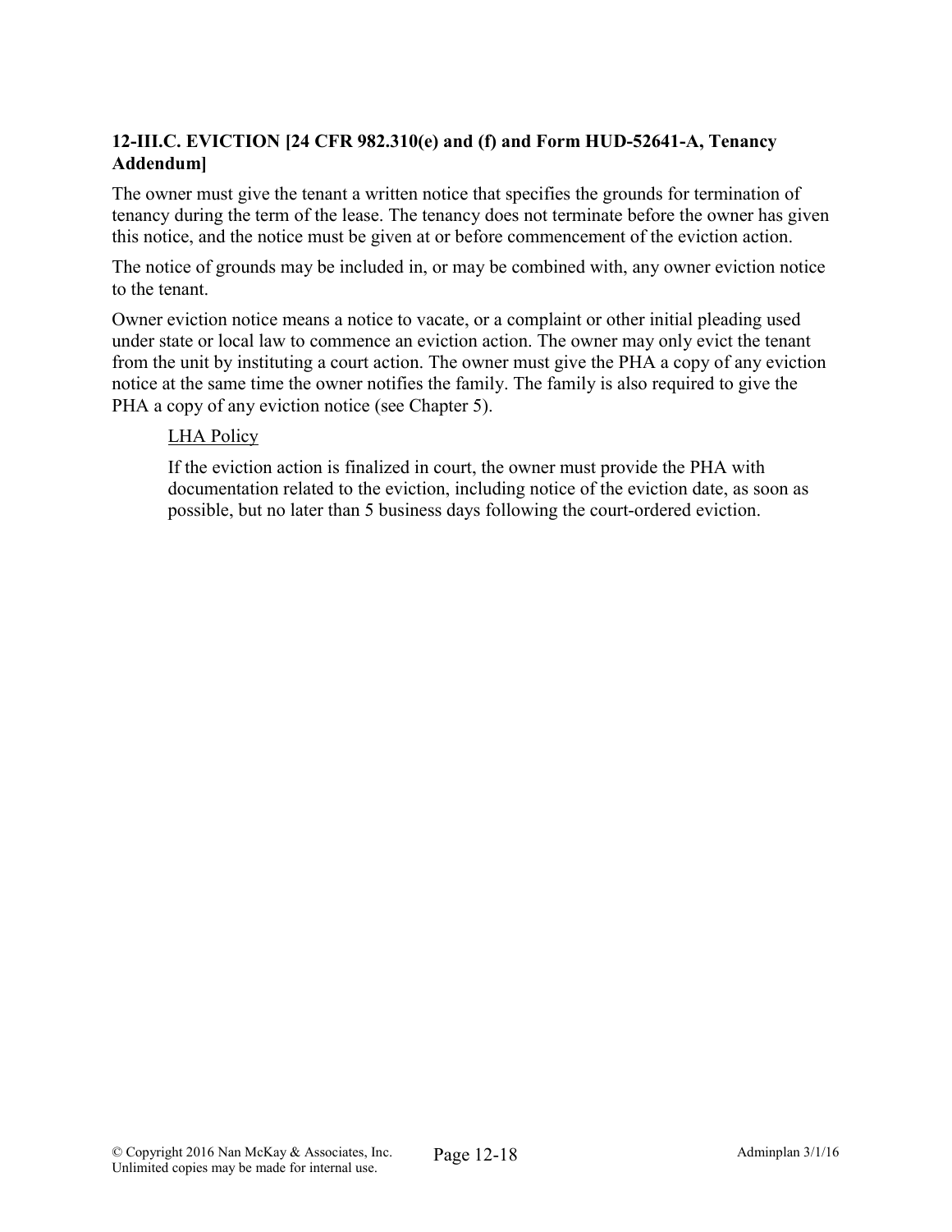### 12-III.C. EVICTION [24 CFR 982.310(e) and (f) and Form HUD-52641-A, Tenancy Addendum]

The owner must give the tenant a written notice that specifies the grounds for termination of tenancy during the term of the lease. The tenancy does not terminate before the owner has given this notice, and the notice must be given at or before commencement of the eviction action.

The notice of grounds may be included in, or may be combined with, any owner eviction notice to the tenant.

Owner eviction notice means a notice to vacate, or a complaint or other initial pleading used under state or local law to commence an eviction action. The owner may only evict the tenant from the unit by instituting a court action. The owner must give the PHA a copy of any eviction notice at the same time the owner notifies the family. The family is also required to give the PHA a copy of any eviction notice (see Chapter 5).

> LHA Policy
>
> If the eviction action is finalized in court, the owner must provide the PHA with documentation related to the eviction, including notice of the eviction date, as soon as possible, but no later than 5 business days following the court-ordered eviction.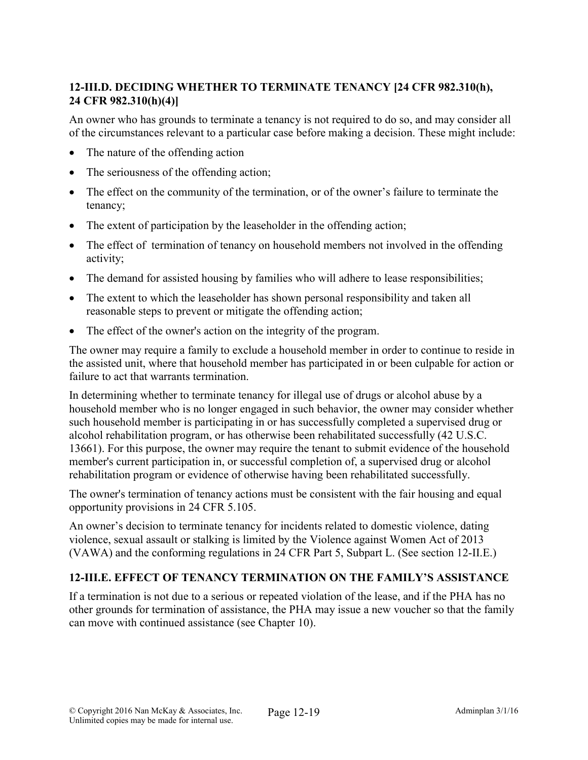### 12-III.D. DECIDING WHETHER TO TERMINATE TENANCY [24 CFR 982.310(h), 24 CFR 982.310(h)(4)]

An owner who has grounds to terminate a tenancy is not required to do so, and may consider all of the circumstances relevant to a particular case before making a decision. These might include:

- The nature of the offending action
- The seriousness of the offending action;
- The effect on the community of the termination, or of the owner's failure to terminate the tenancy;
- The extent of participation by the leaseholder in the offending action;
- The effect of termination of tenancy on household members not involved in the offending activity;
- The demand for assisted housing by families who will adhere to lease responsibilities;
- The extent to which the leaseholder has shown personal responsibility and taken all reasonable steps to prevent or mitigate the offending action;
- The effect of the owner's action on the integrity of the program.

The owner may require a family to exclude a household member in order to continue to reside in the assisted unit, where that household member has participated in or been culpable for action or failure to act that warrants termination.

In determining whether to terminate tenancy for illegal use of drugs or alcohol abuse by a household member who is no longer engaged in such behavior, the owner may consider whether such household member is participating in or has successfully completed a supervised drug or alcohol rehabilitation program, or has otherwise been rehabilitated successfully (42 U.S.C. 13661). For this purpose, the owner may require the tenant to submit evidence of the household member's current participation in, or successful completion of, a supervised drug or alcohol rehabilitation program or evidence of otherwise having been rehabilitated successfully.

The owner's termination of tenancy actions must be consistent with the fair housing and equal opportunity provisions in 24 CFR 5.105.

An owner's decision to terminate tenancy for incidents related to domestic violence, dating violence, sexual assault or stalking is limited by the Violence against Women Act of 2013 (VAWA) and the conforming regulations in 24 CFR Part 5, Subpart L. (See section 12-II.E.)

### 12-III.E. EFFECT OF TENANCY TERMINATION ON THE FAMILY'S ASSISTANCE

If a termination is not due to a serious or repeated violation of the lease, and if the PHA has no other grounds for termination of assistance, the PHA may issue a new voucher so that the family can move with continued assistance (see Chapter 10).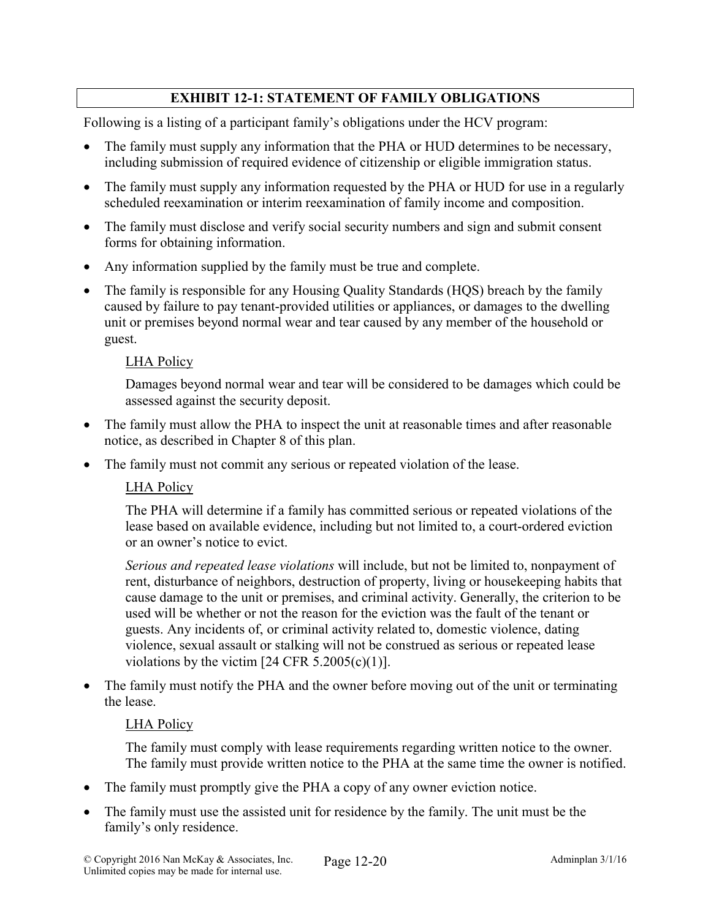## EXHIBIT 12-1: STATEMENT OF FAMILY OBLIGATIONS

Following is a listing of a participant family's obligations under the HCV program:

- The family must supply any information that the PHA or HUD determines to be necessary, including submission of required evidence of citizenship or eligible immigration status.
- The family must supply any information requested by the PHA or HUD for use in a regularly scheduled reexamination or interim reexamination of family income and composition.
- The family must disclose and verify social security numbers and sign and submit consent forms for obtaining information.
- Any information supplied by the family must be true and complete.
- The family is responsible for any Housing Quality Standards (HQS) breach by the family caused by failure to pay tenant-provided utilities or appliances, or damages to the dwelling unit or premises beyond normal wear and tear caused by any member of the household or guest.

  LHA Policy

  Damages beyond normal wear and tear will be considered to be damages which could be assessed against the security deposit.

- The family must allow the PHA to inspect the unit at reasonable times and after reasonable notice, as described in Chapter 8 of this plan.
- The family must not commit any serious or repeated violation of the lease.

  LHA Policy

  The PHA will determine if a family has committed serious or repeated violations of the lease based on available evidence, including but not limited to, a court-ordered eviction or an owner's notice to evict.

  *Serious and repeated lease violations* will include, but not be limited to, nonpayment of rent, disturbance of neighbors, destruction of property, living or housekeeping habits that cause damage to the unit or premises, and criminal activity. Generally, the criterion to be used will be whether or not the reason for the eviction was the fault of the tenant or guests. Any incidents of, or criminal activity related to, domestic violence, dating violence, sexual assault or stalking will not be construed as serious or repeated lease violations by the victim [24 CFR 5.2005(c)(1)].

- The family must notify the PHA and the owner before moving out of the unit or terminating the lease.

  LHA Policy

  The family must comply with lease requirements regarding written notice to the owner. The family must provide written notice to the PHA at the same time the owner is notified.

- The family must promptly give the PHA a copy of any owner eviction notice.
- The family must use the assisted unit for residence by the family. The unit must be the family's only residence.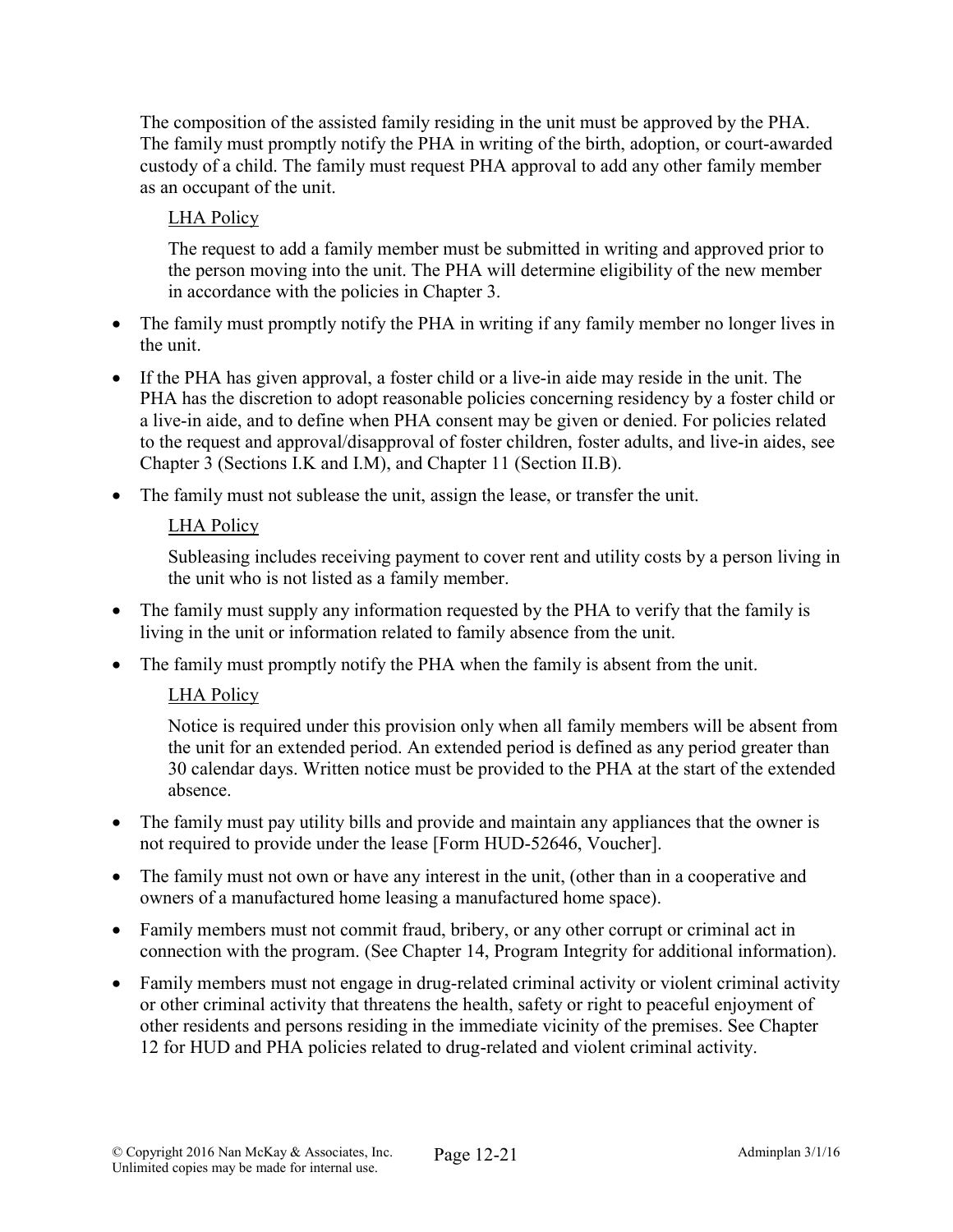The composition of the assisted family residing in the unit must be approved by the PHA. The family must promptly notify the PHA in writing of the birth, adoption, or court-awarded custody of a child. The family must request PHA approval to add any other family member as an occupant of the unit.

<u>LHA Policy</u>

The request to add a family member must be submitted in writing and approved prior to the person moving into the unit. The PHA will determine eligibility of the new member in accordance with the policies in Chapter 3.

- The family must promptly notify the PHA in writing if any family member no longer lives in the unit.
- If the PHA has given approval, a foster child or a live-in aide may reside in the unit. The PHA has the discretion to adopt reasonable policies concerning residency by a foster child or a live-in aide, and to define when PHA consent may be given or denied. For policies related to the request and approval/disapproval of foster children, foster adults, and live-in aides, see Chapter 3 (Sections I.K and I.M), and Chapter 11 (Section II.B).
- The family must not sublease the unit, assign the lease, or transfer the unit.

<u>LHA Policy</u>

Subleasing includes receiving payment to cover rent and utility costs by a person living in the unit who is not listed as a family member.

- The family must supply any information requested by the PHA to verify that the family is living in the unit or information related to family absence from the unit.
- The family must promptly notify the PHA when the family is absent from the unit.

<u>LHA Policy</u>

Notice is required under this provision only when all family members will be absent from the unit for an extended period. An extended period is defined as any period greater than 30 calendar days. Written notice must be provided to the PHA at the start of the extended absence.

- The family must pay utility bills and provide and maintain any appliances that the owner is not required to provide under the lease [Form HUD-52646, Voucher].
- The family must not own or have any interest in the unit, (other than in a cooperative and owners of a manufactured home leasing a manufactured home space).
- Family members must not commit fraud, bribery, or any other corrupt or criminal act in connection with the program. (See Chapter 14, Program Integrity for additional information).
- Family members must not engage in drug-related criminal activity or violent criminal activity or other criminal activity that threatens the health, safety or right to peaceful enjoyment of other residents and persons residing in the immediate vicinity of the premises. See Chapter 12 for HUD and PHA policies related to drug-related and violent criminal activity.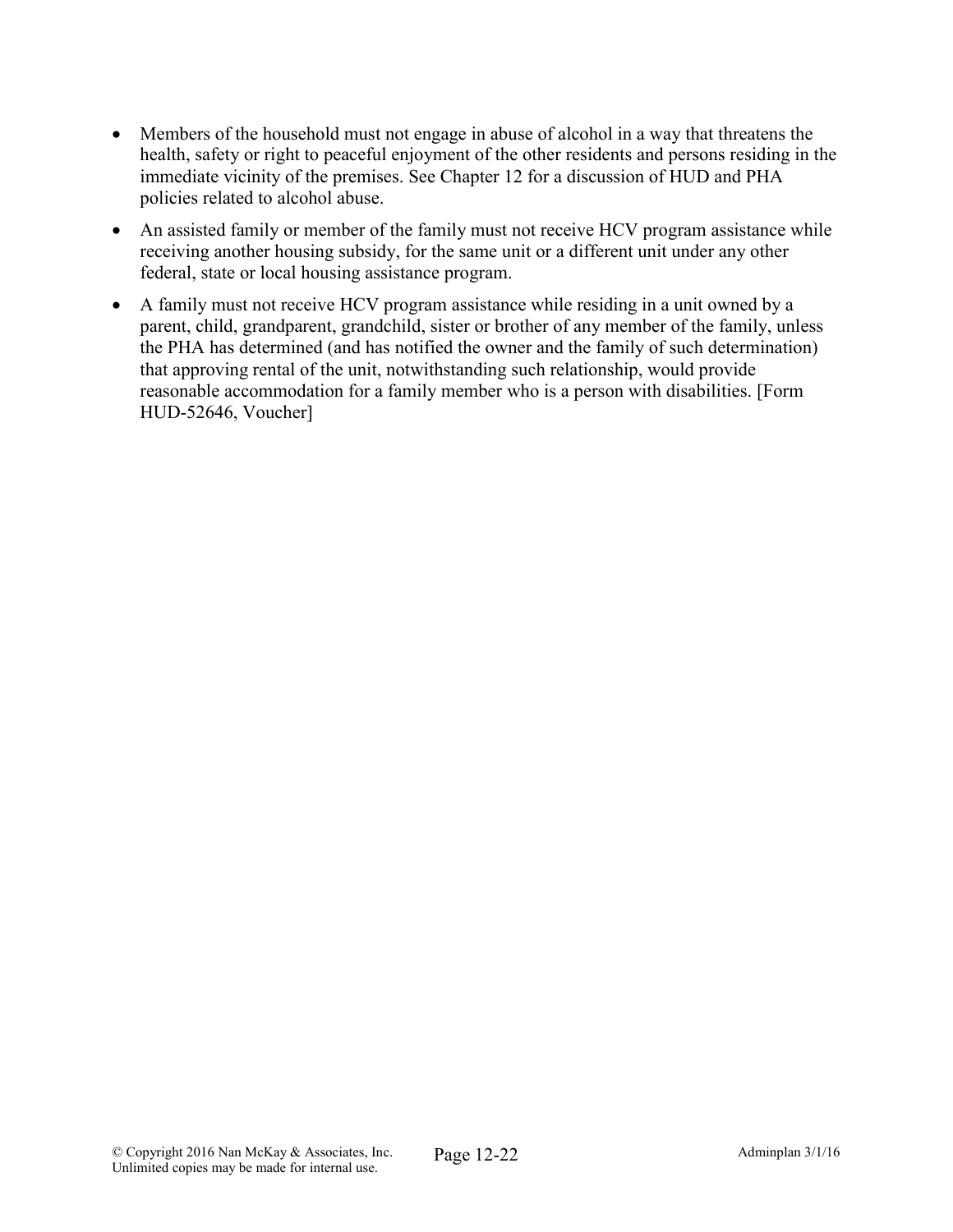- Members of the household must not engage in abuse of alcohol in a way that threatens the health, safety or right to peaceful enjoyment of the other residents and persons residing in the immediate vicinity of the premises. See Chapter 12 for a discussion of HUD and PHA policies related to alcohol abuse.
- An assisted family or member of the family must not receive HCV program assistance while receiving another housing subsidy, for the same unit or a different unit under any other federal, state or local housing assistance program.
- A family must not receive HCV program assistance while residing in a unit owned by a parent, child, grandparent, grandchild, sister or brother of any member of the family, unless the PHA has determined (and has notified the owner and the family of such determination) that approving rental of the unit, notwithstanding such relationship, would provide reasonable accommodation for a family member who is a person with disabilities. [Form HUD-52646, Voucher]